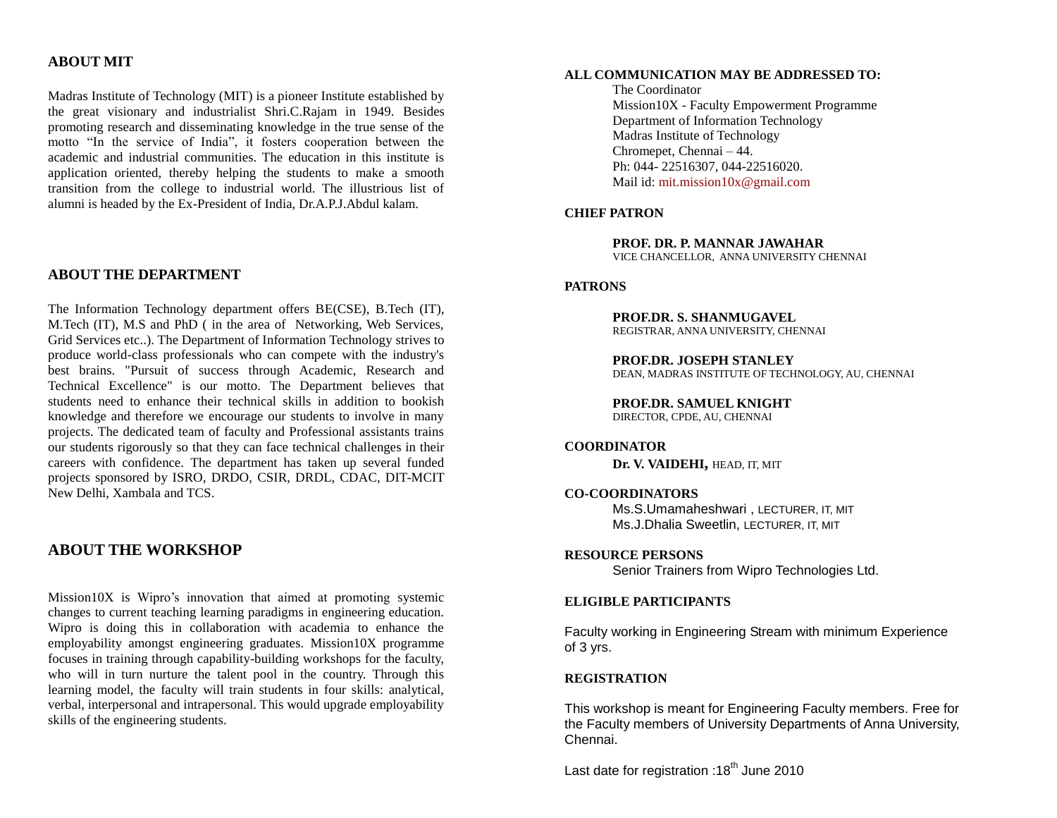## ABOUT MIT

Madras Institute of Technology (MIT) is a pioneer Institute established by the great visionary and industrialist Shri.C.Rajam in 1949. Besides promoting research and disseminating knowledge in the true sense of the motto "In the service of India", it fosters cooperation between the academic and industrial communities. The education in this institute is application oriented, thereby helping the students to make a smooth transition from the college to industrial world. The illustrious list of alumni is headed by the Ex-President of India, Dr.A.P.J.Abdul kalam.

## ABOUT THE DEPARTMENT

The Information Technology department offers BE(CSE), B.Tech (IT), M.Tech (IT), M.S and PhD ( in the area of Networking, Web Services, Grid Services etc..). The Department of Information Technology strives to produce world-class professionals who can compete with the industry's best brains. "Pursuit of success through Academic, Research and Technical Excellence" is our motto. The Department believes that students need to enhance their technical skills in addition to bookish knowledge and therefore we encourage our students to involve in many projects. The dedicated team of faculty and Professional assistants trains our students rigorously so that they can face technical challenges in their careers with confidence. The department has taken up several funded projects sponsored by ISRO, DRDO, CSIR, DRDL, CDAC, DIT-MCIT New Delhi, Xambala and TCS.

## ABOUT THE WORKSHOP

Mission10X is Wipro's innovation that aimed at promoting systemic changes to current teaching learning paradigms in engineering education. Wipro is doing this in collaboration with academia to enhance the employability amongst engineering graduates. Mission10X programme focuses in training through capability-building workshops for the faculty, who will in turn nurture the talent pool in the country. Through this learning model, the faculty will train students in four skills: analytical, verbal, interpersonal and intrapersonal. This would upgrade employability skills of the engineering students.

**ALL COMMUNICATION MAY BE ADDRESSED TO:**

The Coordinator
Mission10X - Faculty Empowerment Programme
Department of Information Technology
Madras Institute of Technology
Chromepet, Chennai – 44.
Ph: 044- 22516307, 044-22516020.
Mail id: mit.mission10x@gmail.com

**CHIEF PATRON**

**PROF. DR. P. MANNAR JAWAHAR**
VICE CHANCELLOR, ANNA UNIVERSITY CHENNAI

**PATRONS**

**PROF.DR. S. SHANMUGAVEL**
REGISTRAR, ANNA UNIVERSITY, CHENNAI

**PROF.DR. JOSEPH STANLEY**
DEAN, MADRAS INSTITUTE OF TECHNOLOGY, AU, CHENNAI

**PROF.DR. SAMUEL KNIGHT**
DIRECTOR, CPDE, AU, CHENNAI

**COORDINATOR**

**Dr. V. VAIDEHI,** HEAD, IT, MIT

**CO-COORDINATORS**

Ms.S.Umamaheshwari , LECTURER, IT, MIT
Ms.J.Dhalia Sweetlin, LECTURER, IT, MIT

**RESOURCE PERSONS**

Senior Trainers from Wipro Technologies Ltd.

**ELIGIBLE PARTICIPANTS**

Faculty working in Engineering Stream with minimum Experience of 3 yrs.

**REGISTRATION**

This workshop is meant for Engineering Faculty members. Free for the Faculty members of University Departments of Anna University, Chennai.

Last date for registration :18th June 2010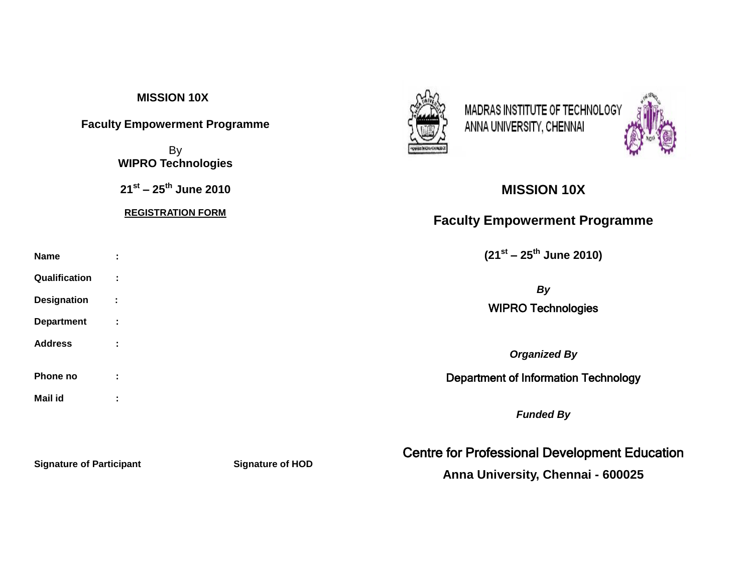**MISSION 10X**

**Faculty Empowerment Programme**

By
**WIPRO Technologies**

**$21^{st}$ – $25^{th}$ June 2010**

**REGISTRATION FORM**

**Name** :

**Qualification** :

**Designation** :

**Department** :

**Address** :

**Phone no** :

**Mail id** :

**Signature of Participant** **Signature of HOD**

MADRAS INSTITUTE OF TECHNOLOGY
ANNA UNIVERSITY, CHENNAI

# MISSION 10X

## Faculty Empowerment Programme

**($21^{st}$ – $25^{th}$ June 2010)**

***By***

WIPRO Technologies

***Organized By***

Department of Information Technology

***Funded By***

Centre for Professional Development Education

**Anna University, Chennai - 600025**